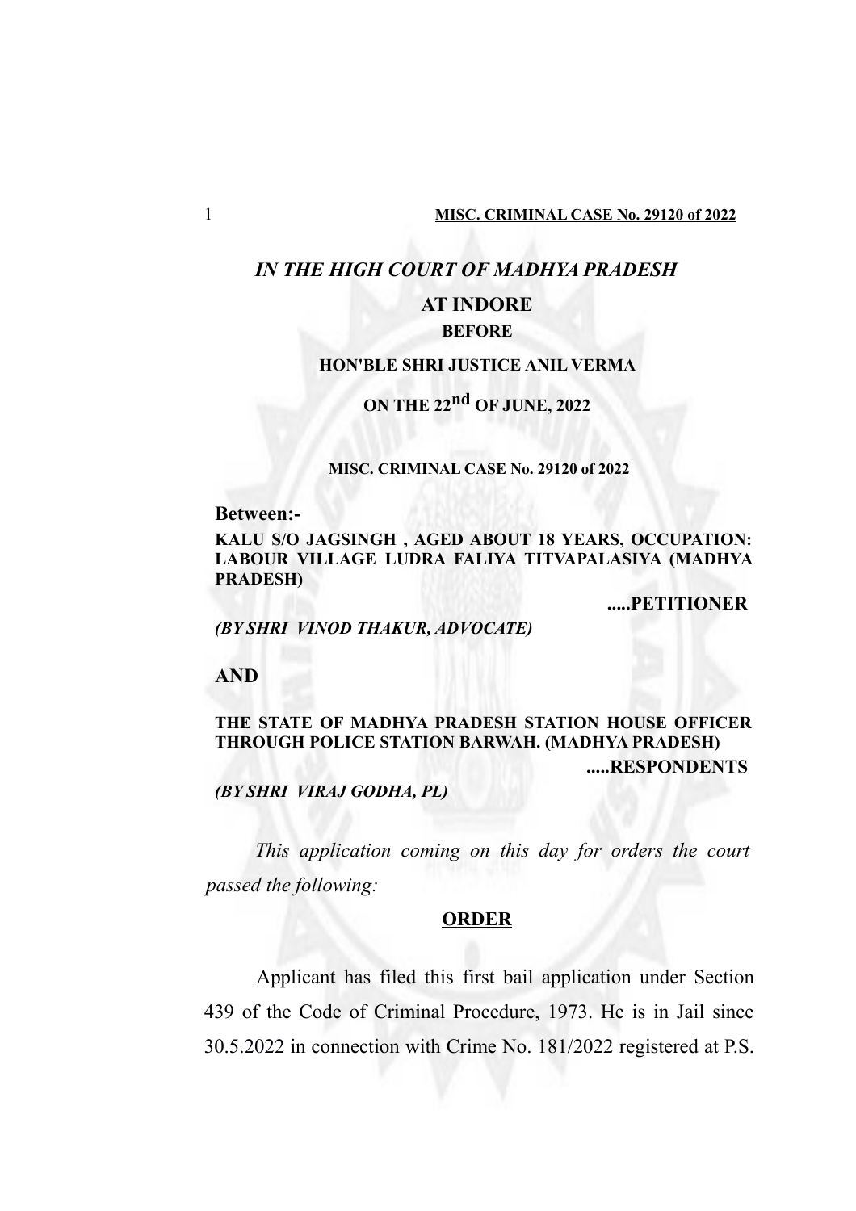*IN THE HIGH COURT OF MADHYA PRADESH*

**AT INDORE**

**BEFORE**

**HON'BLE SHRI JUSTICE ANIL VERMA**

**ON THE 22nd OF JUNE, 2022**

**MISC. CRIMINAL CASE No. 29120 of 2022**

**Between:-**

**KALU S/O JAGSINGH , AGED ABOUT 18 YEARS, OCCUPATION: LABOUR VILLAGE LUDRA FALIYA TITVAPALASIYA (MADHYA PRADESH)**

**.....PETITIONER**

***(BY SHRI VINOD THAKUR, ADVOCATE)***

**AND**

**THE STATE OF MADHYA PRADESH STATION HOUSE OFFICER THROUGH POLICE STATION BARWAH. (MADHYA PRADESH)**

**.....RESPONDENTS**

***(BY SHRI VIRAJ GODHA, PL)***

*This application coming on this day for orders the court passed the following:*

**ORDER**

Applicant has filed this first bail application under Section 439 of the Code of Criminal Procedure, 1973. He is in Jail since 30.5.2022 in connection with Crime No. 181/2022 registered at P.S.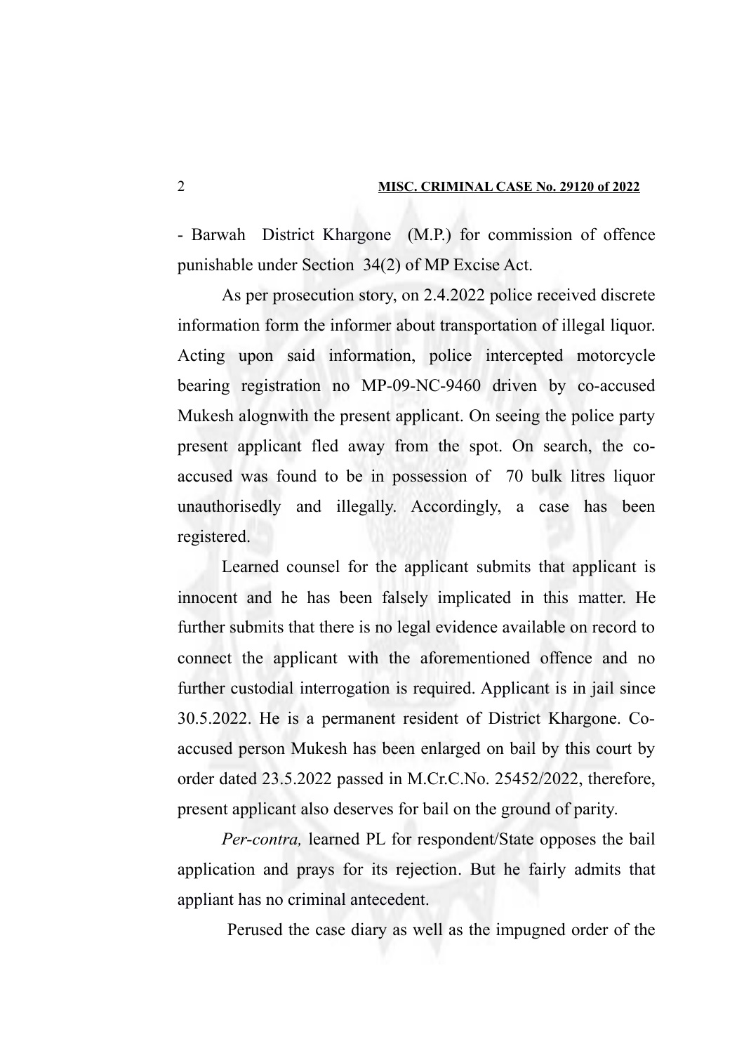- Barwah District Khargone (M.P.) for commission of offence punishable under Section 34(2) of MP Excise Act.

As per prosecution story, on 2.4.2022 police received discrete information form the informer about transportation of illegal liquor. Acting upon said information, police intercepted motorcycle bearing registration no MP-09-NC-9460 driven by co-accused Mukesh alognwith the present applicant. On seeing the police party present applicant fled away from the spot. On search, the co-accused was found to be in possession of 70 bulk litres liquor unauthorisedly and illegally. Accordingly, a case has been registered.

Learned counsel for the applicant submits that applicant is innocent and he has been falsely implicated in this matter. He further submits that there is no legal evidence available on record to connect the applicant with the aforementioned offence and no further custodial interrogation is required. Applicant is in jail since 30.5.2022. He is a permanent resident of District Khargone. Co-accused person Mukesh has been enlarged on bail by this court by order dated 23.5.2022 passed in M.Cr.C.No. 25452/2022, therefore, present applicant also deserves for bail on the ground of parity.

*Per-contra,* learned PL for respondent/State opposes the bail application and prays for its rejection. But he fairly admits that appliant has no criminal antecedent.

Perused the case diary as well as the impugned order of the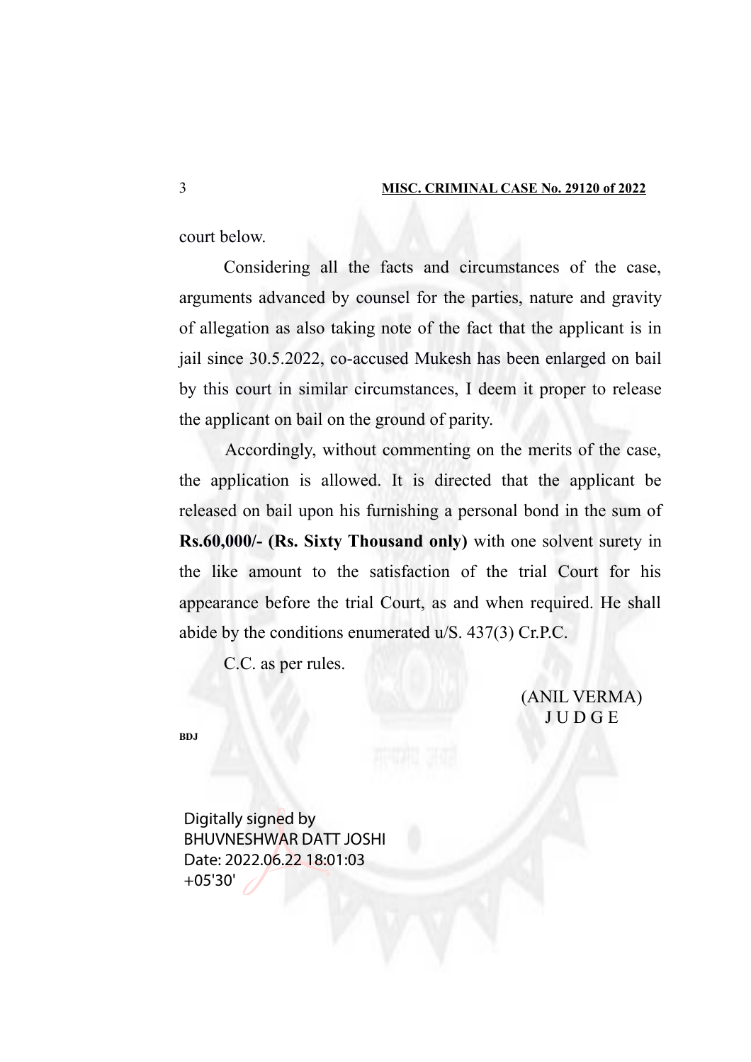court below.

Considering all the facts and circumstances of the case, arguments advanced by counsel for the parties, nature and gravity of allegation as also taking note of the fact that the applicant is in jail since 30.5.2022, co-accused Mukesh has been enlarged on bail by this court in similar circumstances, I deem it proper to release the applicant on bail on the ground of parity.

Accordingly, without commenting on the merits of the case, the application is allowed. It is directed that the applicant be released on bail upon his furnishing a personal bond in the sum of **Rs.60,000/- (Rs. Sixty Thousand only)** with one solvent surety in the like amount to the satisfaction of the trial Court for his appearance before the trial Court, as and when required. He shall abide by the conditions enumerated u/S. 437(3) Cr.P.C.

C.C. as per rules.

(ANIL VERMA)
JUDGE

**BDJ**

Digitally signed by
BHUVNESHWAR DATT JOSHI
Date: 2022.06.22 18:01:03
+05'30'